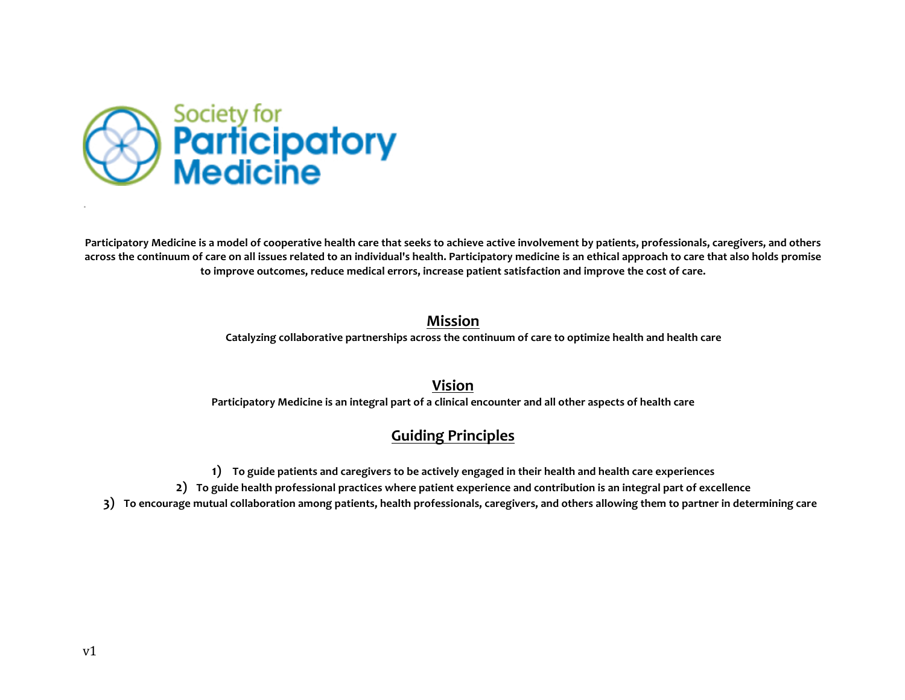# Society for Participatory Medicine

**Participatory Medicine is a model of cooperative health care that seeks to achieve active involvement by patients, professionals, caregivers, and others across the continuum of care on all issues related to an individual's health. Participatory medicine is an ethical approach to care that also holds promise to improve outcomes, reduce medical errors, increase patient satisfaction and improve the cost of care.**

## Mission

**Catalyzing collaborative partnerships across the continuum of care to optimize health and health care**

## Vision

**Participatory Medicine is an integral part of a clinical encounter and all other aspects of health care**

## Guiding Principles

1) **To guide patients and caregivers to be actively engaged in their health and health care experiences**
2) **To guide health professional practices where patient experience and contribution is an integral part of excellence**
3) **To encourage mutual collaboration among patients, health professionals, caregivers, and others allowing them to partner in determining care**

v1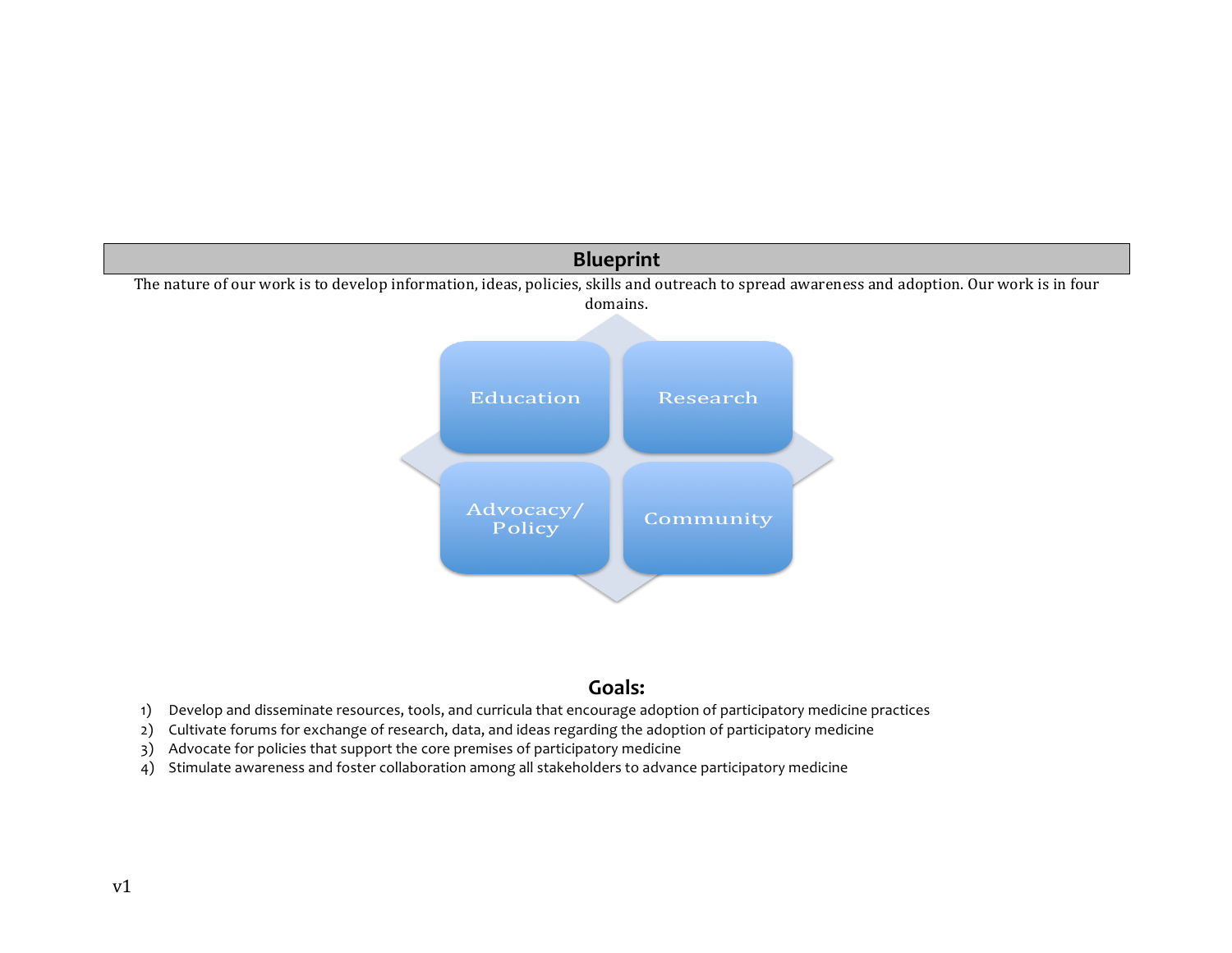## Blueprint

The nature of our work is to develop information, ideas, policies, skills and outreach to spread awareness and adoption. Our work is in four domains.

Education

Research

Advocacy/ Policy

Community

## Goals:

1) Develop and disseminate resources, tools, and curricula that encourage adoption of participatory medicine practices
2) Cultivate forums for exchange of research, data, and ideas regarding the adoption of participatory medicine
3) Advocate for policies that support the core premises of participatory medicine
4) Stimulate awareness and foster collaboration among all stakeholders to advance participatory medicine

v1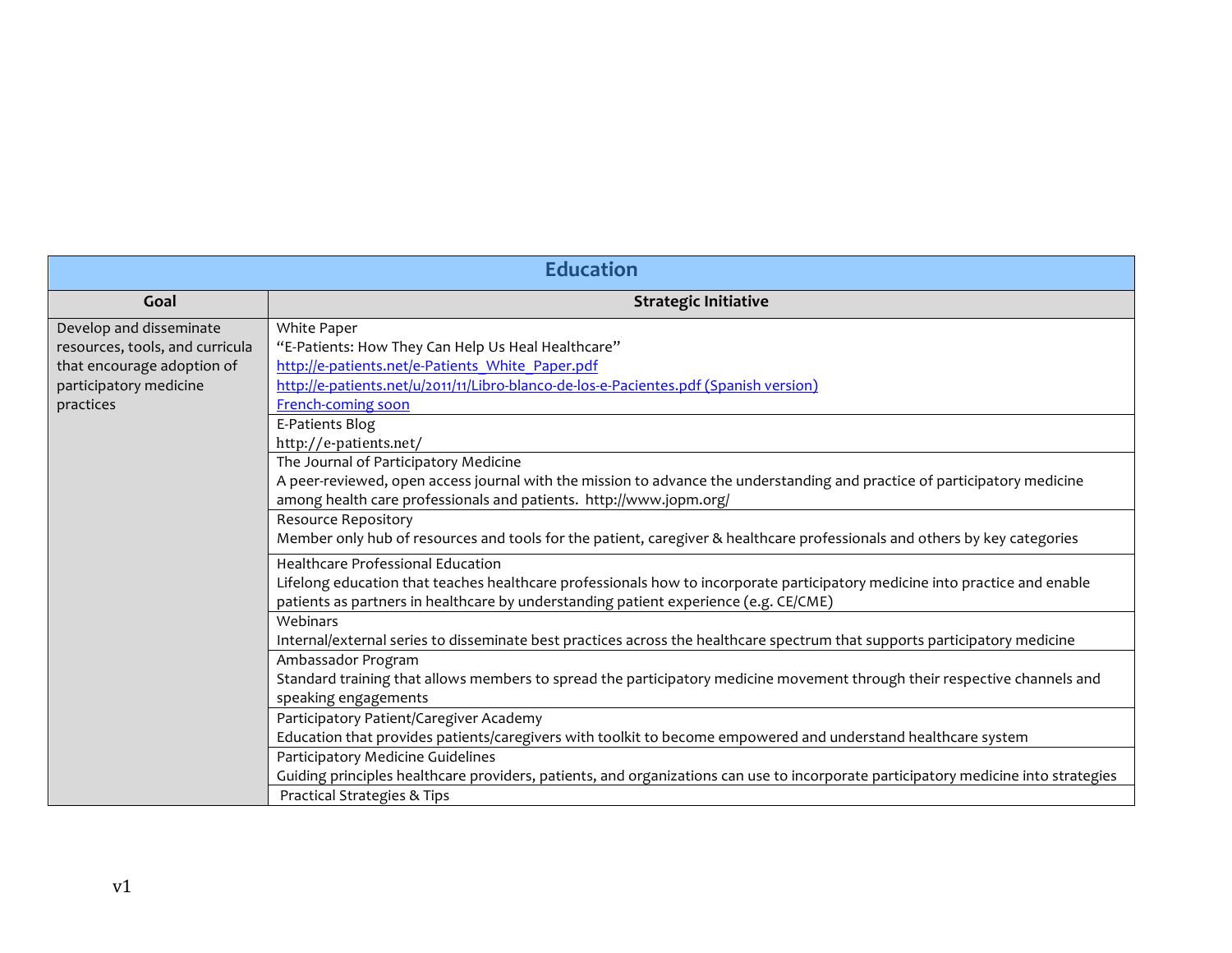| Education | |
|---|---|
| **Goal** | **Strategic Initiative** |
| Develop and disseminate resources, tools, and curricula that encourage adoption of participatory medicine practices | White Paper<br>"E-Patients: How They Can Help Us Heal Healthcare"<br>http://e-patients.net/e-Patients_White_Paper.pdf<br>http://e-patients.net/u/2011/11/Libro-blanco-de-los-e-Pacientes.pdf (Spanish version)<br>French-coming soon |
| | E-Patients Blog<br>http://e-patients.net/ |
| | The Journal of Participatory Medicine<br>A peer-reviewed, open access journal with the mission to advance the understanding and practice of participatory medicine among health care professionals and patients. http://www.jopm.org/ |
| | Resource Repository<br>Member only hub of resources and tools for the patient, caregiver & healthcare professionals and others by key categories |
| | Healthcare Professional Education<br>Lifelong education that teaches healthcare professionals how to incorporate participatory medicine into practice and enable patients as partners in healthcare by understanding patient experience (e.g. CE/CME) |
| | Webinars<br>Internal/external series to disseminate best practices across the healthcare spectrum that supports participatory medicine |
| | Ambassador Program<br>Standard training that allows members to spread the participatory medicine movement through their respective channels and speaking engagements |
| | Participatory Patient/Caregiver Academy<br>Education that provides patients/caregivers with toolkit to become empowered and understand healthcare system |
| | Participatory Medicine Guidelines<br>Guiding principles healthcare providers, patients, and organizations can use to incorporate participatory medicine into strategies |
| | Practical Strategies & Tips |

v1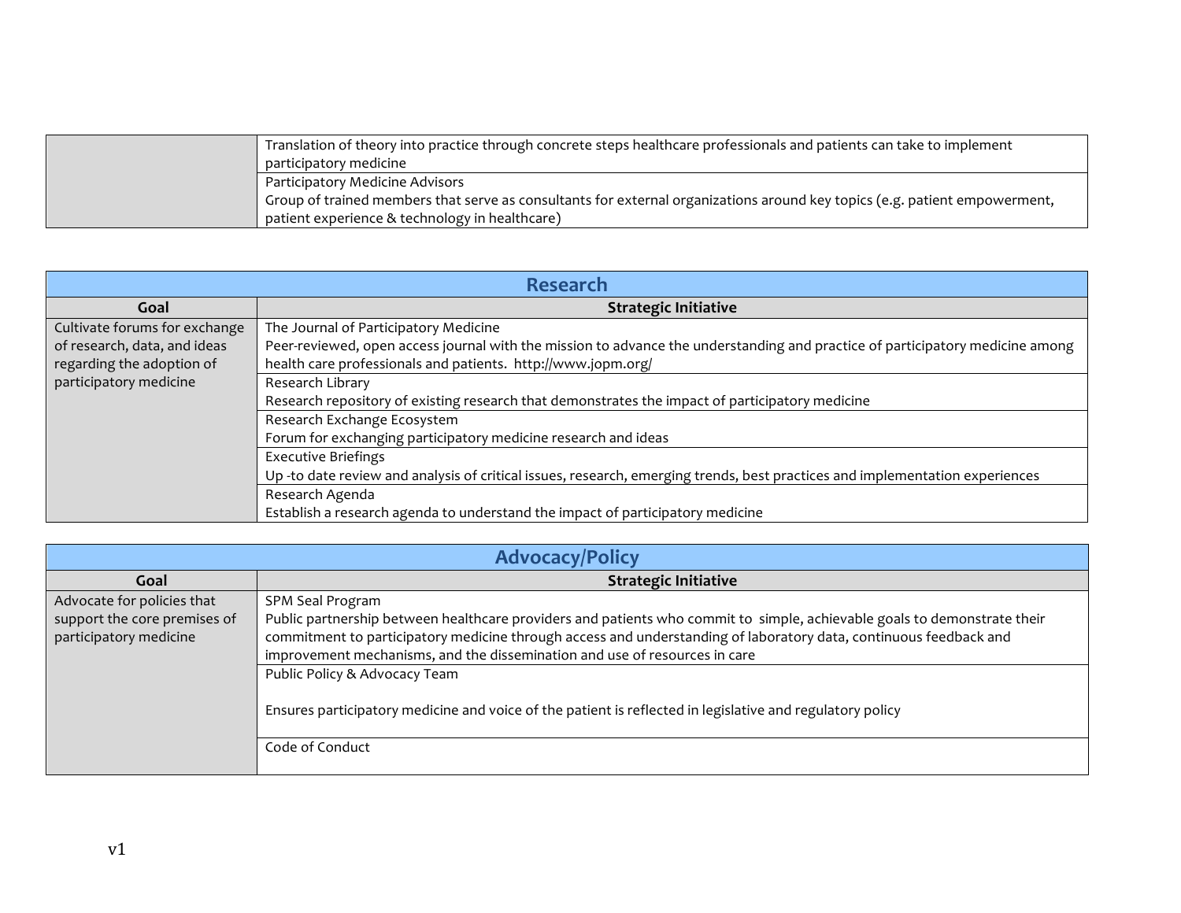| | |
|---|---|
| | Translation of theory into practice through concrete steps healthcare professionals and patients can take to implement participatory medicine |
| | Participatory Medicine Advisors<br>Group of trained members that serve as consultants for external organizations around key topics (e.g. patient empowerment, patient experience & technology in healthcare) |

## Research

| Goal | Strategic Initiative |
|---|---|
| Cultivate forums for exchange of research, data, and ideas regarding the adoption of participatory medicine | The Journal of Participatory Medicine<br>Peer-reviewed, open access journal with the mission to advance the understanding and practice of participatory medicine among health care professionals and patients. http://www.jopm.org/ |
| | Research Library<br>Research repository of existing research that demonstrates the impact of participatory medicine |
| | Research Exchange Ecosystem<br>Forum for exchanging participatory medicine research and ideas |
| | Executive Briefings<br>Up -to date review and analysis of critical issues, research, emerging trends, best practices and implementation experiences |
| | Research Agenda<br>Establish a research agenda to understand the impact of participatory medicine |

## Advocacy/Policy

| Goal | Strategic Initiative |
|---|---|
| Advocate for policies that support the core premises of participatory medicine | SPM Seal Program<br>Public partnership between healthcare providers and patients who commit to simple, achievable goals to demonstrate their commitment to participatory medicine through access and understanding of laboratory data, continuous feedback and improvement mechanisms, and the dissemination and use of resources in care |
| | Public Policy & Advocacy Team<br><br>Ensures participatory medicine and voice of the patient is reflected in legislative and regulatory policy |
| | Code of Conduct |

v1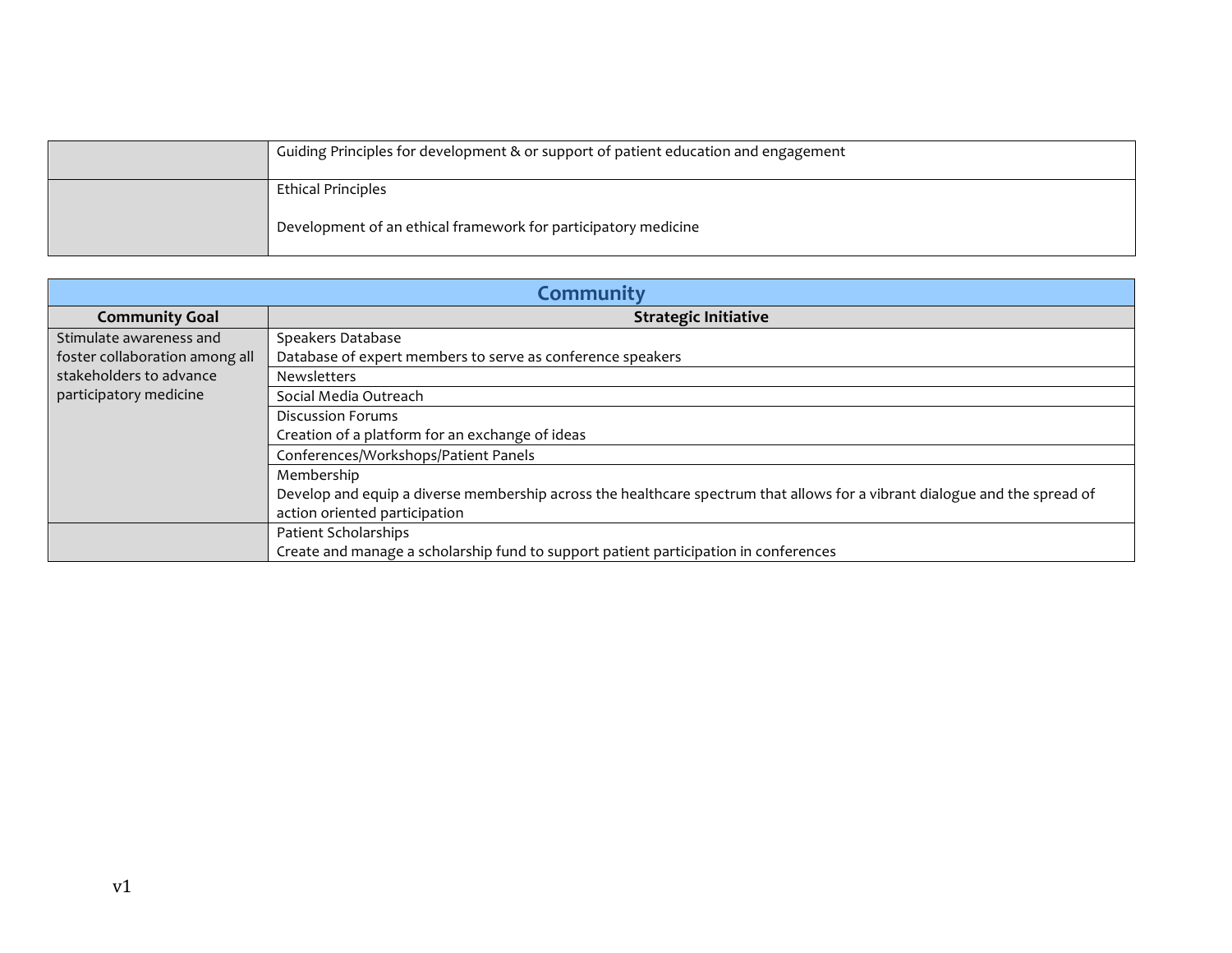| | |
|---|---|
| | Guiding Principles for development & or support of patient education and engagement |
| | Ethical Principles<br><br>Development of an ethical framework for participatory medicine |

| Community | |
|---|---|
| **Community Goal** | **Strategic Initiative** |
| Stimulate awareness and foster collaboration among all stakeholders to advance participatory medicine | Speakers Database<br>Database of expert members to serve as conference speakers |
| | Newsletters |
| | Social Media Outreach |
| | Discussion Forums<br>Creation of a platform for an exchange of ideas |
| | Conferences/Workshops/Patient Panels |
| | Membership<br>Develop and equip a diverse membership across the healthcare spectrum that allows for a vibrant dialogue and the spread of action oriented participation |
| | Patient Scholarships<br>Create and manage a scholarship fund to support patient participation in conferences |

v1